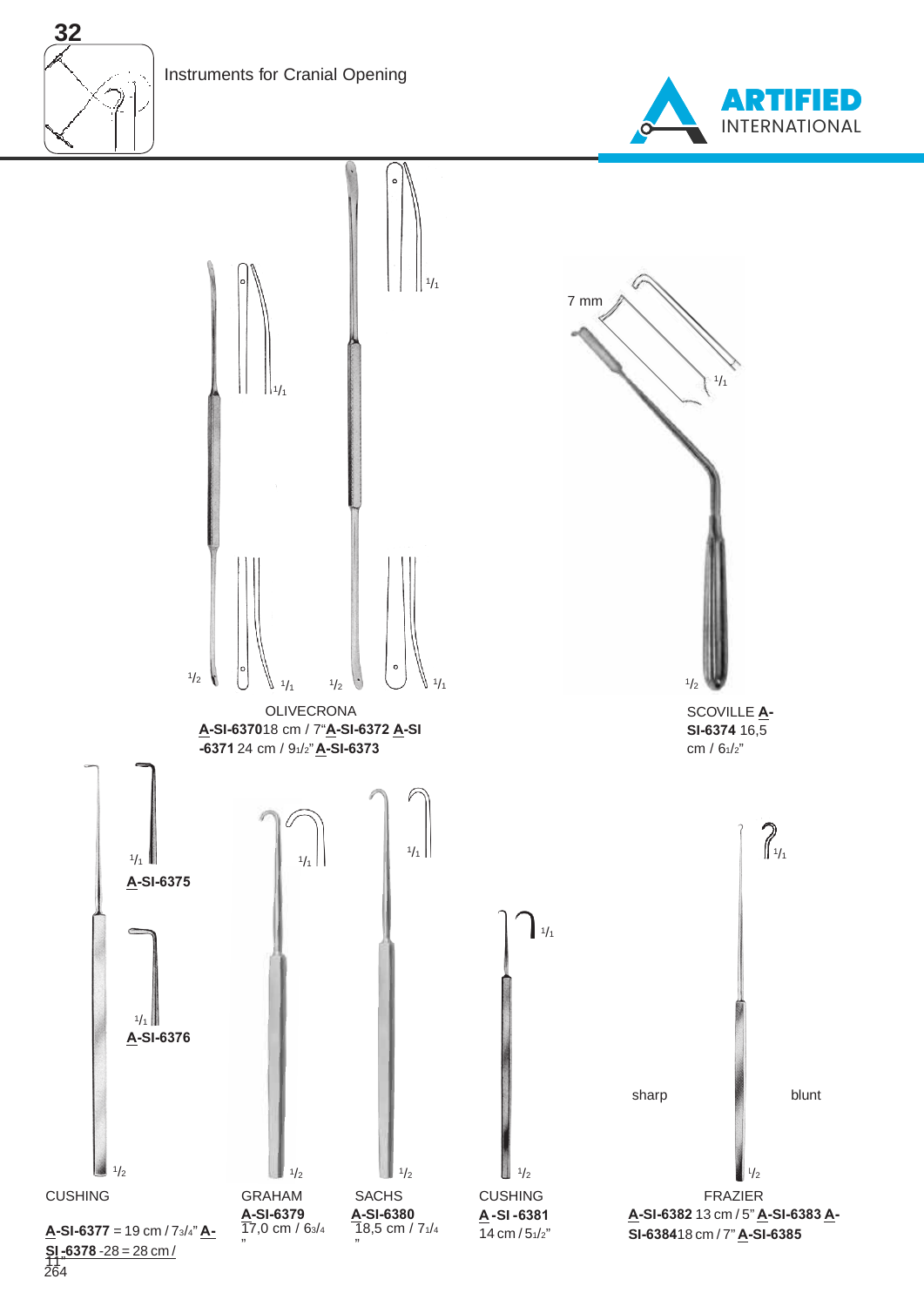# Instruments for Cranial Opening

ARTIFIED INTERNATIONAL

$^1/_1$ $^1/_1$

7 mm

$^1/_1$

$^1/_2$ $^1/_1$ $^1/_2$ $^1/_1$ $^1/_2$

OLIVECRONA
**A-SI-6370** 18 cm / 7" **A-SI-6372** **A-SI-6371** 24 cm / $9^1/_2$" **A-SI-6373**

SCOVILLE **A-SI-6374** 16,5 cm / $6^1/_2$"

$^1/_1$
**A-SI-6375**

$^1/_1$
**A-SI-6376**

$^1/_2$

CUSHING
**A-SI-6377** = 19 cm / $7^3/_4$" **A-SI-6378** -28 = 28 cm / 11"

$^1/_1$ $^1/_1$ $^1/_1$ $^1/_1$

$^1/_2$ $^1/_2$ $^1/_2$ $^1/_2$

GRAHAM
**A-SI-6379**
17,0 cm / $6^3/_4$"

SACHS
**A-SI-6380**
18,5 cm / $7^1/_4$"

CUSHING
**A-SI-6381**
14 cm / $5^1/_2$"

sharp blunt

FRAZIER
**A-SI-6382** 13 cm / 5" **A-SI-6383** **A-SI-6384** 18 cm / 7" **A-SI-6385**

264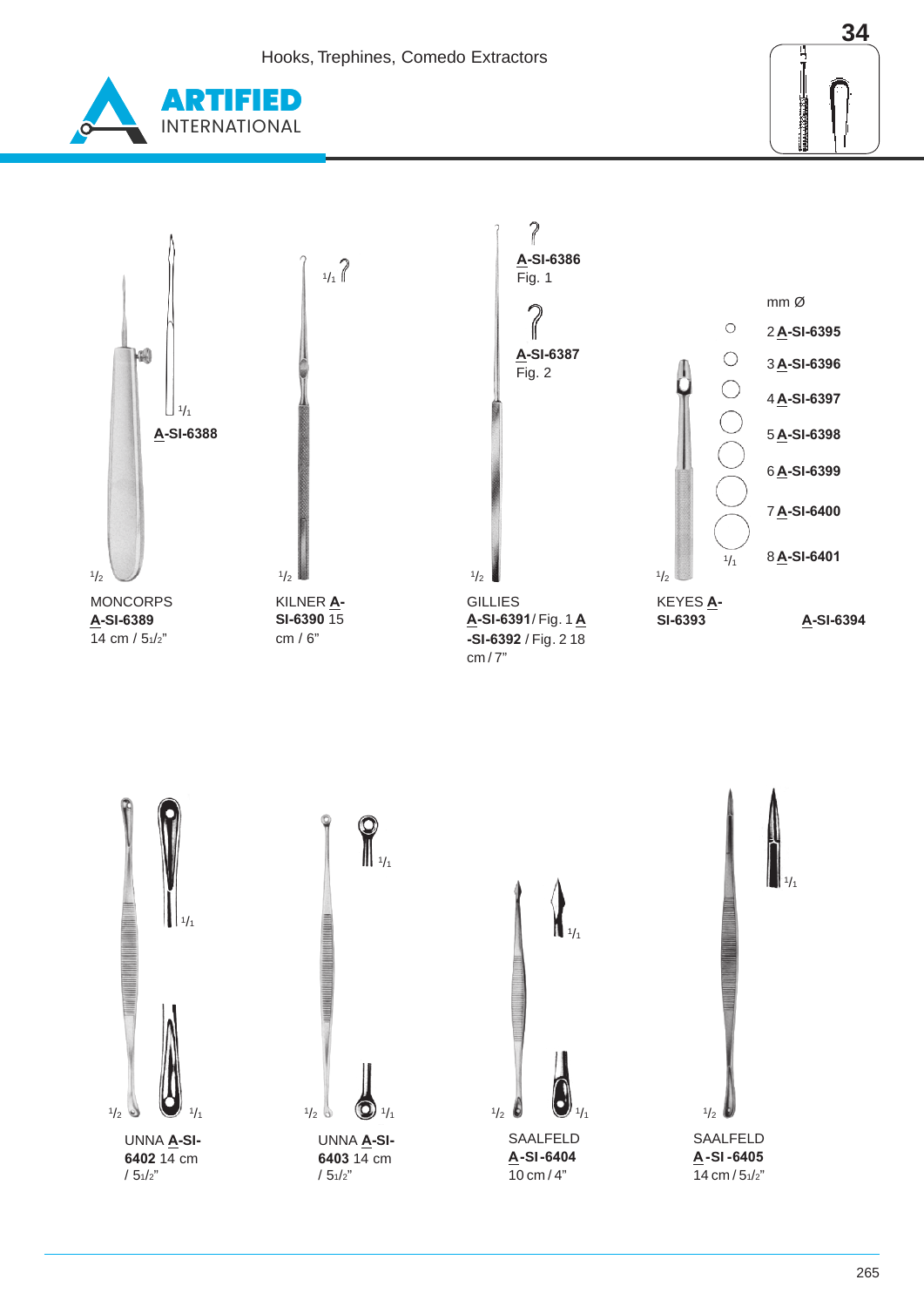# Hooks, Trephines, Comedo Extractors

**ARTIFIED** INTERNATIONAL

34

1/1

A-SI-6388

1/2

MONCORPS
**A-SI-6389**
14 cm / 5 1/2"

1/1

1/2

KILNER **A-SI-6390** 15 cm / 6"

**A-SI-6386**
Fig. 1

**A-SI-6387**
Fig. 2

1/2

GILLIES
**A-SI-6391** / Fig. 1 **A-SI-6392** / Fig. 2 18 cm / 7"

mm Ø

2 **A-SI-6395**
3 **A-SI-6396**
4 **A-SI-6397**
5 **A-SI-6398**
6 **A-SI-6399**
7 **A-SI-6400**
8 **A-SI-6401**

1/1

1/2

KEYES **A-SI-6393**

**A-SI-6394**

1/1

1/2 1/1

UNNA **A-SI-6402** 14 cm / 5 1/2"

1/1

1/2 1/1

UNNA **A-SI-6403** 14 cm / 5 1/2"

1/1

1/2 1/1

SAALFELD
**A-SI-6404**
10 cm / 4"

1/1

1/2

SAALFELD
**A-SI-6405**
14 cm / 5 1/2"